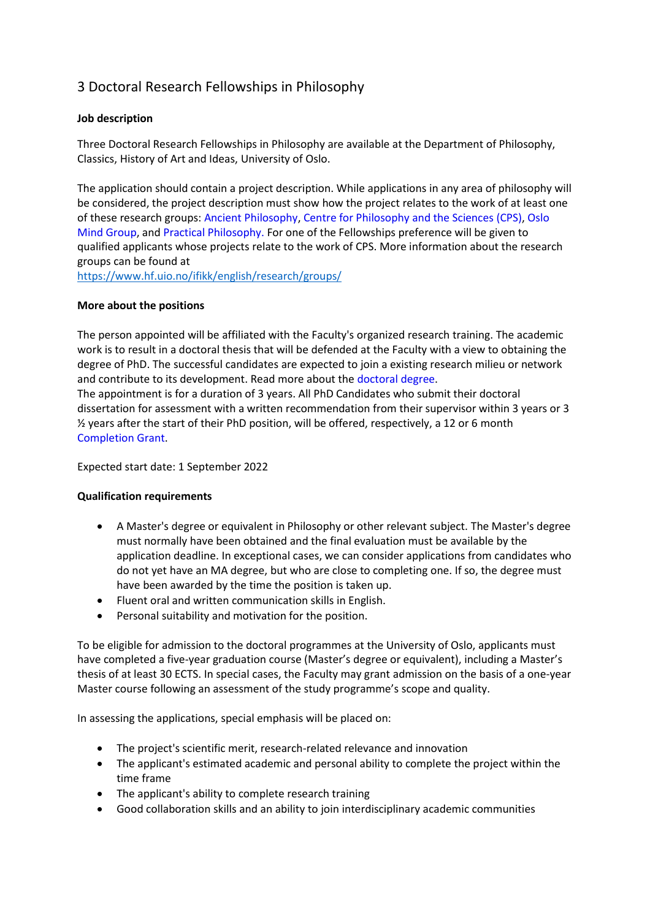# 3 Doctoral Research Fellowships in Philosophy

**Job description**

Three Doctoral Research Fellowships in Philosophy are available at the Department of Philosophy, Classics, History of Art and Ideas, University of Oslo.

The application should contain a project description. While applications in any area of philosophy will be considered, the project description must show how the project relates to the work of at least one of these research groups: Ancient Philosophy, Centre for Philosophy and the Sciences (CPS), Oslo Mind Group, and Practical Philosophy. For one of the Fellowships preference will be given to qualified applicants whose projects relate to the work of CPS. More information about the research groups can be found at
https://www.hf.uio.no/ifikk/english/research/groups/

**More about the positions**

The person appointed will be affiliated with the Faculty's organized research training. The academic work is to result in a doctoral thesis that will be defended at the Faculty with a view to obtaining the degree of PhD. The successful candidates are expected to join a existing research milieu or network and contribute to its development. Read more about the doctoral degree.
The appointment is for a duration of 3 years. All PhD Candidates who submit their doctoral dissertation for assessment with a written recommendation from their supervisor within 3 years or 3 ½ years after the start of their PhD position, will be offered, respectively, a 12 or 6 month Completion Grant.

Expected start date: 1 September 2022

**Qualification requirements**

- A Master's degree or equivalent in Philosophy or other relevant subject. The Master's degree must normally have been obtained and the final evaluation must be available by the application deadline. In exceptional cases, we can consider applications from candidates who do not yet have an MA degree, but who are close to completing one. If so, the degree must have been awarded by the time the position is taken up.
- Fluent oral and written communication skills in English.
- Personal suitability and motivation for the position.

To be eligible for admission to the doctoral programmes at the University of Oslo, applicants must have completed a five-year graduation course (Master's degree or equivalent), including a Master's thesis of at least 30 ECTS. In special cases, the Faculty may grant admission on the basis of a one-year Master course following an assessment of the study programme's scope and quality.

In assessing the applications, special emphasis will be placed on:

- The project's scientific merit, research-related relevance and innovation
- The applicant's estimated academic and personal ability to complete the project within the time frame
- The applicant's ability to complete research training
- Good collaboration skills and an ability to join interdisciplinary academic communities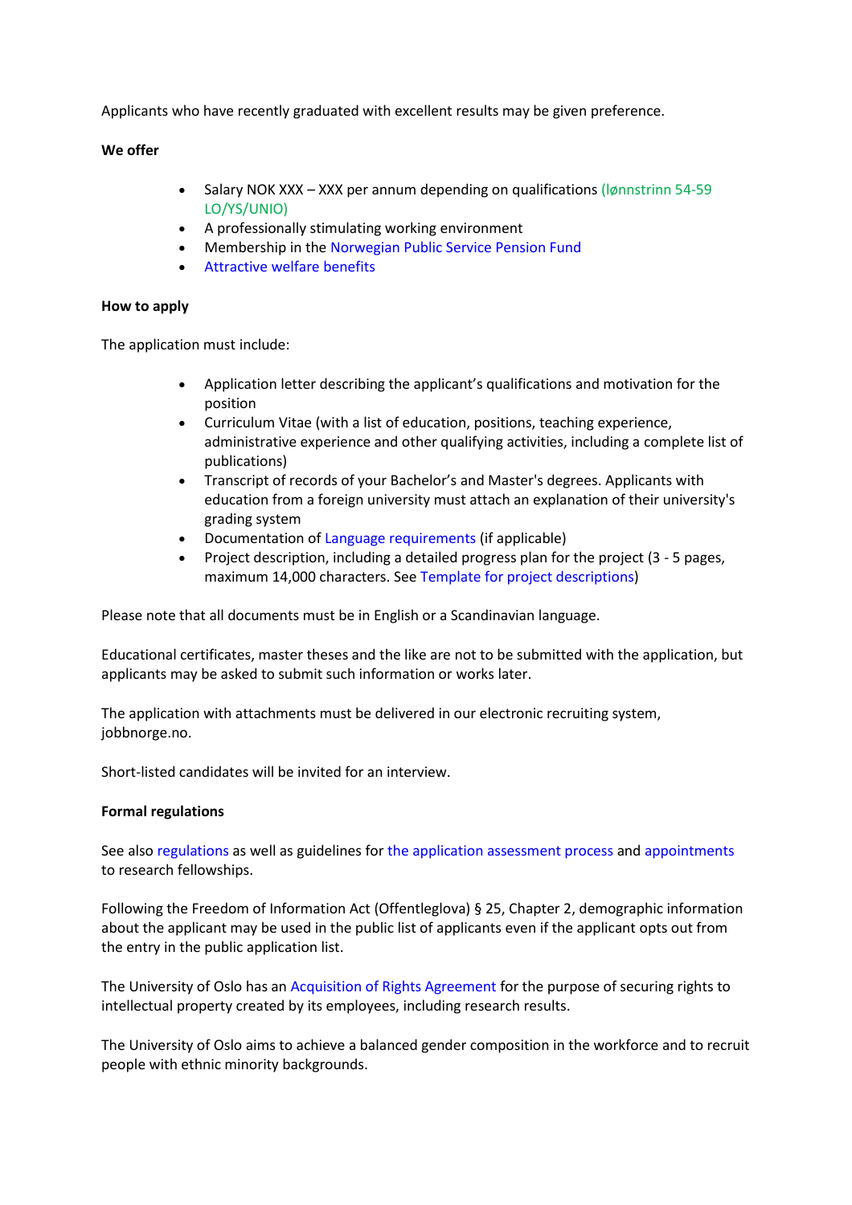Applicants who have recently graduated with excellent results may be given preference.

**We offer**

- Salary NOK XXX – XXX per annum depending on qualifications (lønnstrinn 54-59 LO/YS/UNIO)
- A professionally stimulating working environment
- Membership in the Norwegian Public Service Pension Fund
- Attractive welfare benefits

**How to apply**

The application must include:

- Application letter describing the applicant's qualifications and motivation for the position
- Curriculum Vitae (with a list of education, positions, teaching experience, administrative experience and other qualifying activities, including a complete list of publications)
- Transcript of records of your Bachelor's and Master's degrees. Applicants with education from a foreign university must attach an explanation of their university's grading system
- Documentation of Language requirements (if applicable)
- Project description, including a detailed progress plan for the project (3 - 5 pages, maximum 14,000 characters. See Template for project descriptions)

Please note that all documents must be in English or a Scandinavian language.

Educational certificates, master theses and the like are not to be submitted with the application, but applicants may be asked to submit such information or works later.

The application with attachments must be delivered in our electronic recruiting system, jobbnorge.no.

Short-listed candidates will be invited for an interview.

**Formal regulations**

See also regulations as well as guidelines for the application assessment process and appointments to research fellowships.

Following the Freedom of Information Act (Offentleglova) § 25, Chapter 2, demographic information about the applicant may be used in the public list of applicants even if the applicant opts out from the entry in the public application list.

The University of Oslo has an Acquisition of Rights Agreement for the purpose of securing rights to intellectual property created by its employees, including research results.

The University of Oslo aims to achieve a balanced gender composition in the workforce and to recruit people with ethnic minority backgrounds.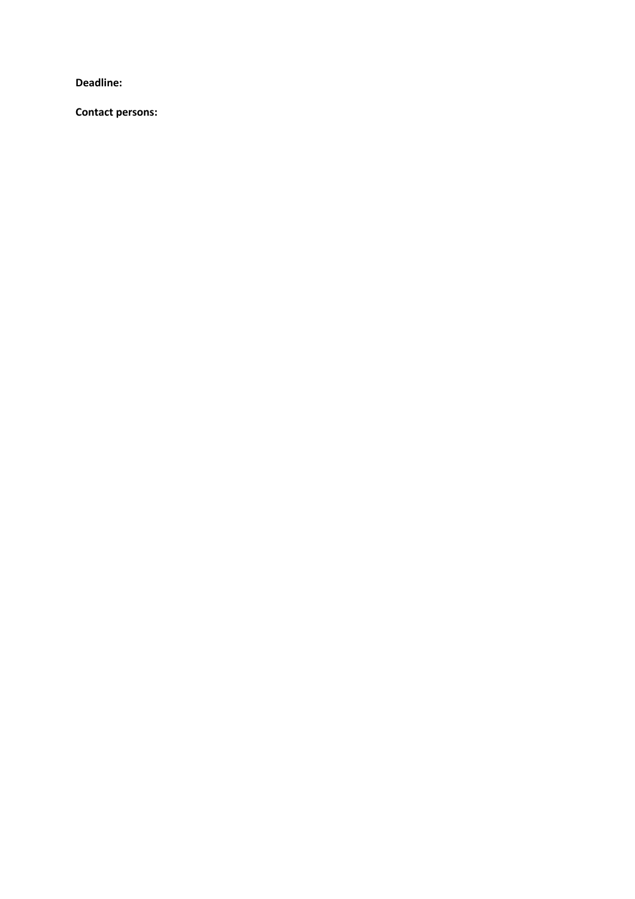**Deadline:**

**Contact persons:**